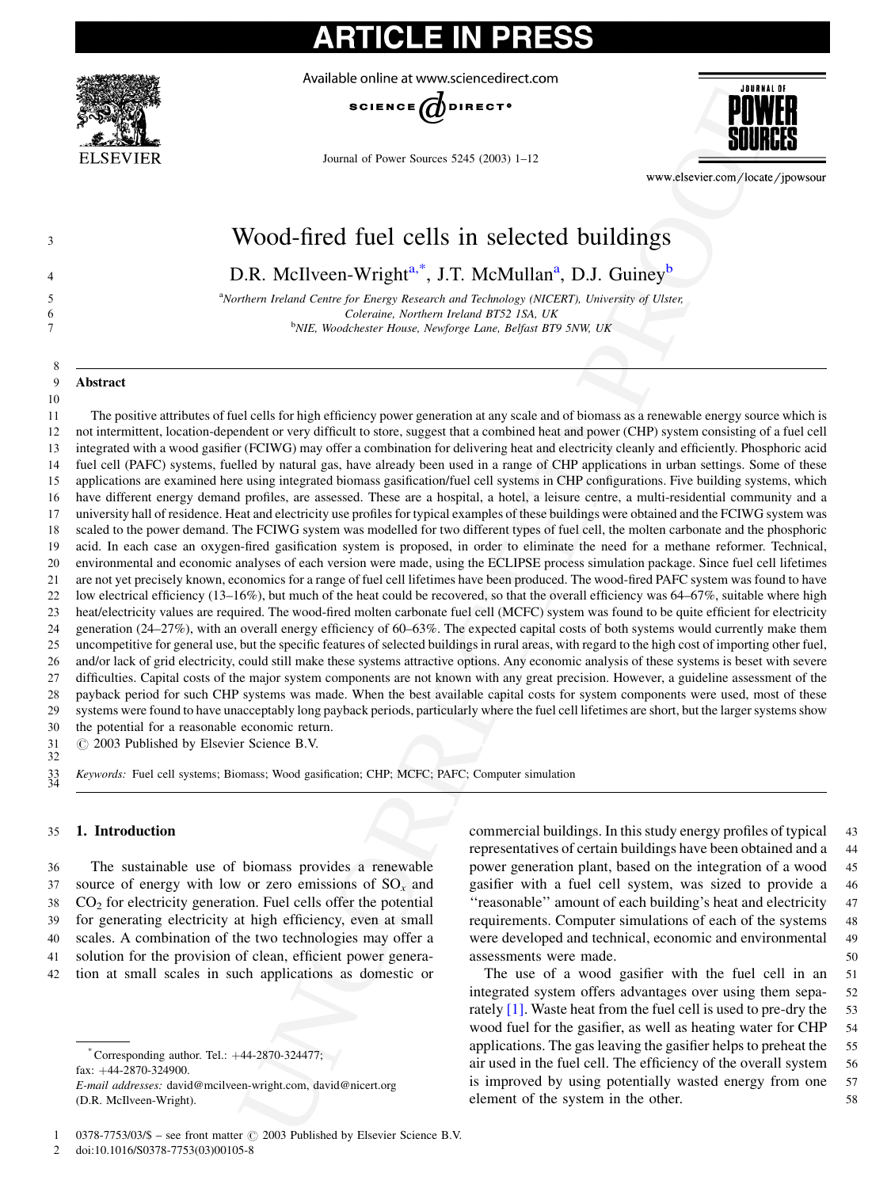# Wood-fired fuel cells in selected buildings

D.R. McIlveen-Wright[a,*], J.T. McMullan[a], D.J. Guiney[b]

[a]Northern Ireland Centre for Energy Research and Technology (NICERT), University of Ulster, Coleraine, Northern Ireland BT52 1SA, UK
[b]NIE, Woodchester House, Newforge Lane, Belfast BT9 5NW, UK

## Abstract

The positive attributes of fuel cells for high efficiency power generation at any scale and of biomass as a renewable energy source which is not intermittent, location-dependent or very difficult to store, suggest that a combined heat and power (CHP) system consisting of a fuel cell integrated with a wood gasifier (FCIWG) may offer a combination for delivering heat and electricity cleanly and efficiently. Phosphoric acid fuel cell (PAFC) systems, fuelled by natural gas, have already been used in a range of CHP applications in urban settings. Some of these applications are examined here using integrated biomass gasification/fuel cell systems in CHP configurations. Five building systems, which have different energy demand profiles, are assessed. These are a hospital, a hotel, a leisure centre, a multi-residential community and a university hall of residence. Heat and electricity use profiles for typical examples of these buildings were obtained and the FCIWG system was scaled to the power demand. The FCIWG system was modelled for two different types of fuel cell, the molten carbonate and the phosphoric acid. In each case an oxygen-fired gasification system is proposed, in order to eliminate the need for a methane reformer. Technical, environmental and economic analyses of each version were made, using the ECLIPSE process simulation package. Since fuel cell lifetimes are not yet precisely known, economics for a range of fuel cell lifetimes have been produced. The wood-fired PAFC system was found to have low electrical efficiency (13–16%), but much of the heat could be recovered, so that the overall efficiency was 64–67%, suitable where high heat/electricity values are required. The wood-fired molten carbonate fuel cell (MCFC) system was found to be quite efficient for electricity generation (24–27%), with an overall energy efficiency of 60–63%. The expected capital costs of both systems would currently make them uncompetitive for general use, but the specific features of selected buildings in rural areas, with regard to the high cost of importing other fuel, and/or lack of grid electricity, could still make these systems attractive options. Any economic analysis of these systems is beset with severe difficulties. Capital costs of the major system components are not known with any great precision. However, a guideline assessment of the payback period for such CHP systems was made. When the best available capital costs for system components were used, most of these systems were found to have unacceptably long payback periods, particularly where the fuel cell lifetimes are short, but the larger systems show the potential for a reasonable economic return.

© 2003 Published by Elsevier Science B.V.

*Keywords:* Fuel cell systems; Biomass; Wood gasification; CHP; MCFC; PAFC; Computer simulation

## 1. Introduction

The sustainable use of biomass provides a renewable source of energy with low or zero emissions of $SO_x$ and $CO_2$ for electricity generation. Fuel cells offer the potential for generating electricity at high efficiency, even at small scales. A combination of the two technologies may offer a solution for the provision of clean, efficient power generation at small scales in such applications as domestic or commercial buildings. In this study energy profiles of typical representatives of certain buildings have been obtained and a power generation plant, based on the integration of a wood gasifier with a fuel cell system, was sized to provide a "reasonable" amount of each building's heat and electricity requirements. Computer simulations of each of the systems were developed and technical, economic and environmental assessments were made.

The use of a wood gasifier with the fuel cell in an integrated system offers advantages over using them separately [1]. Waste heat from the fuel cell is used to pre-dry the wood fuel for the gasifier, as well as heating water for CHP applications. The gas leaving the gasifier helps to preheat the air used in the fuel cell. The efficiency of the overall system is improved by using potentially wasted energy from one element of the system in the other.

*Corresponding author. Tel.: +44-2870-324477; fax: +44-2870-324900.
*E-mail addresses:* david@mcilveen-wright.com, david@nicert.org (D.R. McIlveen-Wright).

0378-7753/03/$ – see front matter © 2003 Published by Elsevier Science B.V.
doi:10.1016/S0378-7753(03)00105-8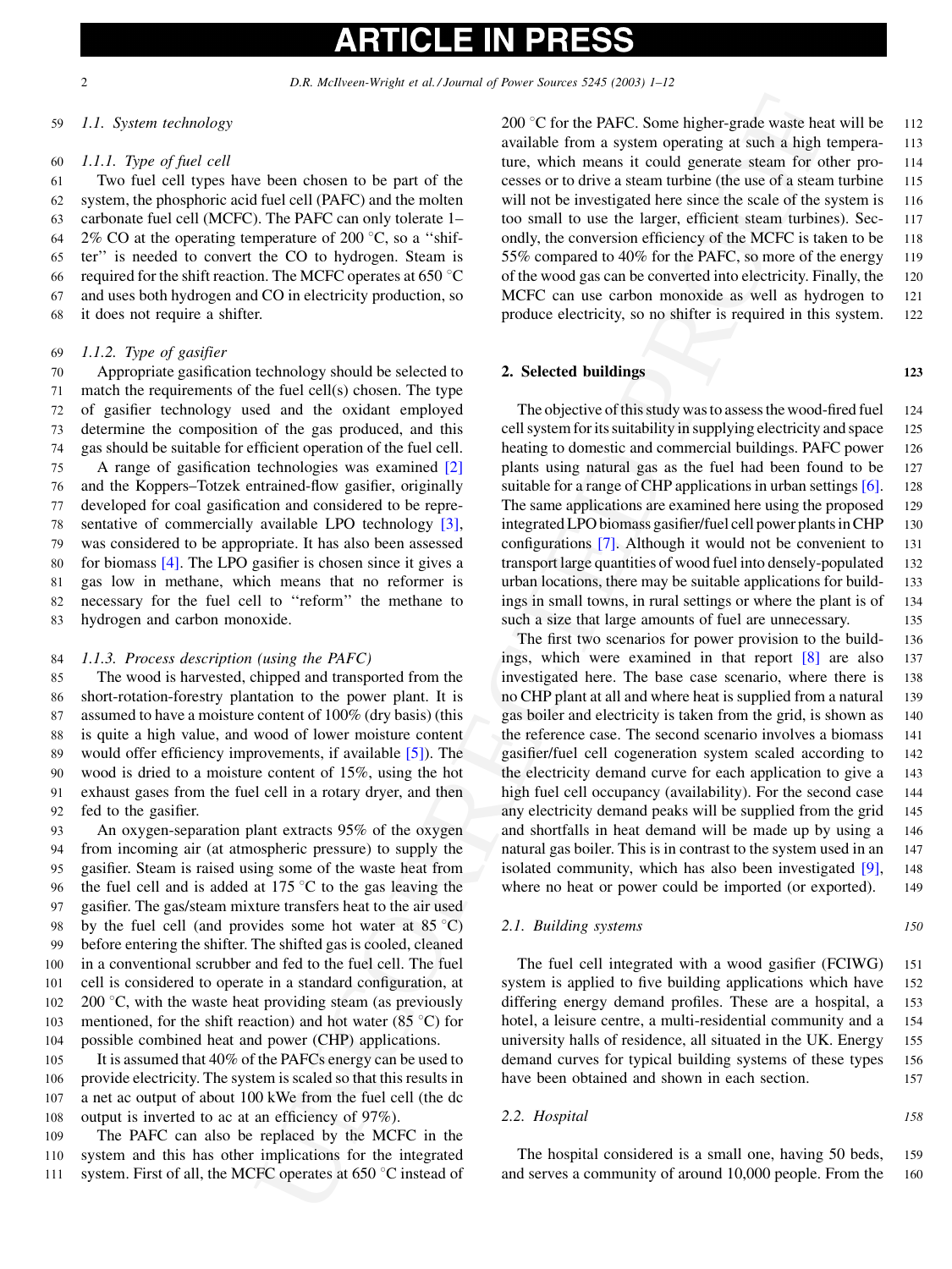### 1.1. System technology

#### 1.1.1. Type of fuel cell

Two fuel cell types have been chosen to be part of the system, the phosphoric acid fuel cell (PAFC) and the molten carbonate fuel cell (MCFC). The PAFC can only tolerate 1–2% CO at the operating temperature of 200 °C, so a ''shifter'' is needed to convert the CO to hydrogen. Steam is required for the shift reaction. The MCFC operates at 650 °C and uses both hydrogen and CO in electricity production, so it does not require a shifter.

#### 1.1.2. Type of gasifier

Appropriate gasification technology should be selected to match the requirements of the fuel cell(s) chosen. The type of gasifier technology used and the oxidant employed determine the composition of the gas produced, and this gas should be suitable for efficient operation of the fuel cell.

A range of gasification technologies was examined [2] and the Koppers–Totzek entrained-flow gasifier, originally developed for coal gasification and considered to be representative of commercially available LPO technology [3], was considered to be appropriate. It has also been assessed for biomass [4]. The LPO gasifier is chosen since it gives a gas low in methane, which means that no reformer is necessary for the fuel cell to ''reform'' the methane to hydrogen and carbon monoxide.

#### 1.1.3. Process description (using the PAFC)

The wood is harvested, chipped and transported from the short-rotation-forestry plantation to the power plant. It is assumed to have a moisture content of 100% (dry basis) (this is quite a high value, and wood of lower moisture content would offer efficiency improvements, if available [5]). The wood is dried to a moisture content of 15%, using the hot exhaust gases from the fuel cell in a rotary dryer, and then fed to the gasifier.

An oxygen-separation plant extracts 95% of the oxygen from incoming air (at atmospheric pressure) to supply the gasifier. Steam is raised using some of the waste heat from the fuel cell and is added at 175 °C to the gas leaving the gasifier. The gas/steam mixture transfers heat to the air used by the fuel cell (and provides some hot water at 85 °C) before entering the shifter. The shifted gas is cooled, cleaned in a conventional scrubber and fed to the fuel cell. The fuel cell is considered to operate in a standard configuration, at 200 °C, with the waste heat providing steam (as previously mentioned, for the shift reaction) and hot water (85 °C) for possible combined heat and power (CHP) applications.

It is assumed that 40% of the PAFCs energy can be used to provide electricity. The system is scaled so that this results in a net ac output of about 100 kWe from the fuel cell (the dc output is inverted to ac at an efficiency of 97%).

The PAFC can also be replaced by the MCFC in the system and this has other implications for the integrated system. First of all, the MCFC operates at 650 °C instead of 200 °C for the PAFC. Some higher-grade waste heat will be available from a system operating at such a high temperature, which means it could generate steam for other processes or to drive a steam turbine (the use of a steam turbine will not be investigated here since the scale of the system is too small to use the larger, efficient steam turbines). Secondly, the conversion efficiency of the MCFC is taken to be 55% compared to 40% for the PAFC, so more of the energy of the wood gas can be converted into electricity. Finally, the MCFC can use carbon monoxide as well as hydrogen to produce electricity, so no shifter is required in this system.

## 2. Selected buildings

The objective of this study was to assess the wood-fired fuel cell system for its suitability in supplying electricity and space heating to domestic and commercial buildings. PAFC power plants using natural gas as the fuel had been found to be suitable for a range of CHP applications in urban settings [6]. The same applications are examined here using the proposed integrated LPO biomass gasifier/fuel cell power plants in CHP configurations [7]. Although it would not be convenient to transport large quantities of wood fuel into densely-populated urban locations, there may be suitable applications for buildings in small towns, in rural settings or where the plant is of such a size that large amounts of fuel are unnecessary.

The first two scenarios for power provision to the buildings, which were examined in that report [8] are also investigated here. The base case scenario, where there is no CHP plant at all and where heat is supplied from a natural gas boiler and electricity is taken from the grid, is shown as the reference case. The second scenario involves a biomass gasifier/fuel cell cogeneration system scaled according to the electricity demand curve for each application to give a high fuel cell occupancy (availability). For the second case any electricity demand peaks will be supplied from the grid and shortfalls in heat demand will be made up by using a natural gas boiler. This is in contrast to the system used in an isolated community, which has also been investigated [9], where no heat or power could be imported (or exported).

### 2.1. Building systems

The fuel cell integrated with a wood gasifier (FCIWG) system is applied to five building applications which have differing energy demand profiles. These are a hospital, a hotel, a leisure centre, a multi-residential community and a university halls of residence, all situated in the UK. Energy demand curves for typical building systems of these types have been obtained and shown in each section.

### 2.2. Hospital

The hospital considered is a small one, having 50 beds, and serves a community of around 10,000 people. From the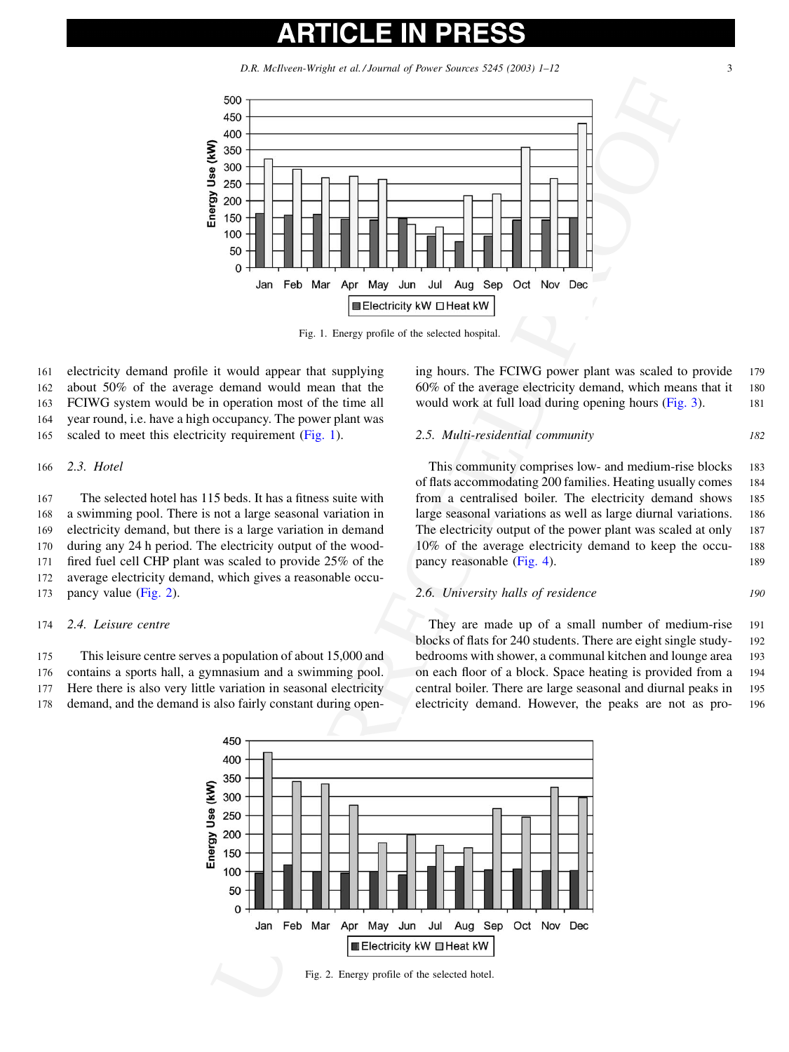500
450
400
350
300
250
200
150
100
50
0

Energy Use (kW)

Jan Feb Mar Apr May Jun Jul Aug Sep Oct Nov Dec

Electricity kW Heat kW

Fig. 1. Energy profile of the selected hospital.

electricity demand profile it would appear that supplying about 50% of the average demand would mean that the FCIWG system would be in operation most of the time all year round, i.e. have a high occupancy. The power plant was scaled to meet this electricity requirement (Fig. 1).

### 2.3. Hotel

The selected hotel has 115 beds. It has a fitness suite with a swimming pool. There is not a large seasonal variation in electricity demand, but there is a large variation in demand during any 24 h period. The electricity output of the wood-fired fuel cell CHP plant was scaled to provide 25% of the average electricity demand, which gives a reasonable occupancy value (Fig. 2).

### 2.4. Leisure centre

This leisure centre serves a population of about 15,000 and contains a sports hall, a gymnasium and a swimming pool. Here there is also very little variation in seasonal electricity demand, and the demand is also fairly constant during opening hours. The FCIWG power plant was scaled to provide 60% of the average electricity demand, which means that it would work at full load during opening hours (Fig. 3).

### 2.5. Multi-residential community

This community comprises low- and medium-rise blocks of flats accommodating 200 families. Heating usually comes from a centralised boiler. The electricity demand shows large seasonal variations as well as large diurnal variations. The electricity output of the power plant was scaled at only 10% of the average electricity demand to keep the occupancy reasonable (Fig. 4).

### 2.6. University halls of residence

They are made up of a small number of medium-rise blocks of flats for 240 students. There are eight single study-bedrooms with shower, a communal kitchen and lounge area on each floor of a block. Space heating is provided from a central boiler. There are large seasonal and diurnal peaks in electricity demand. However, the peaks are not as pro-

450
400
350
300
250
200
150
100
50
0

Energy Use (kW)

Jan Feb Mar Apr May Jun Jul Aug Sep Oct Nov Dec

Electricity kW Heat kW

Fig. 2. Energy profile of the selected hotel.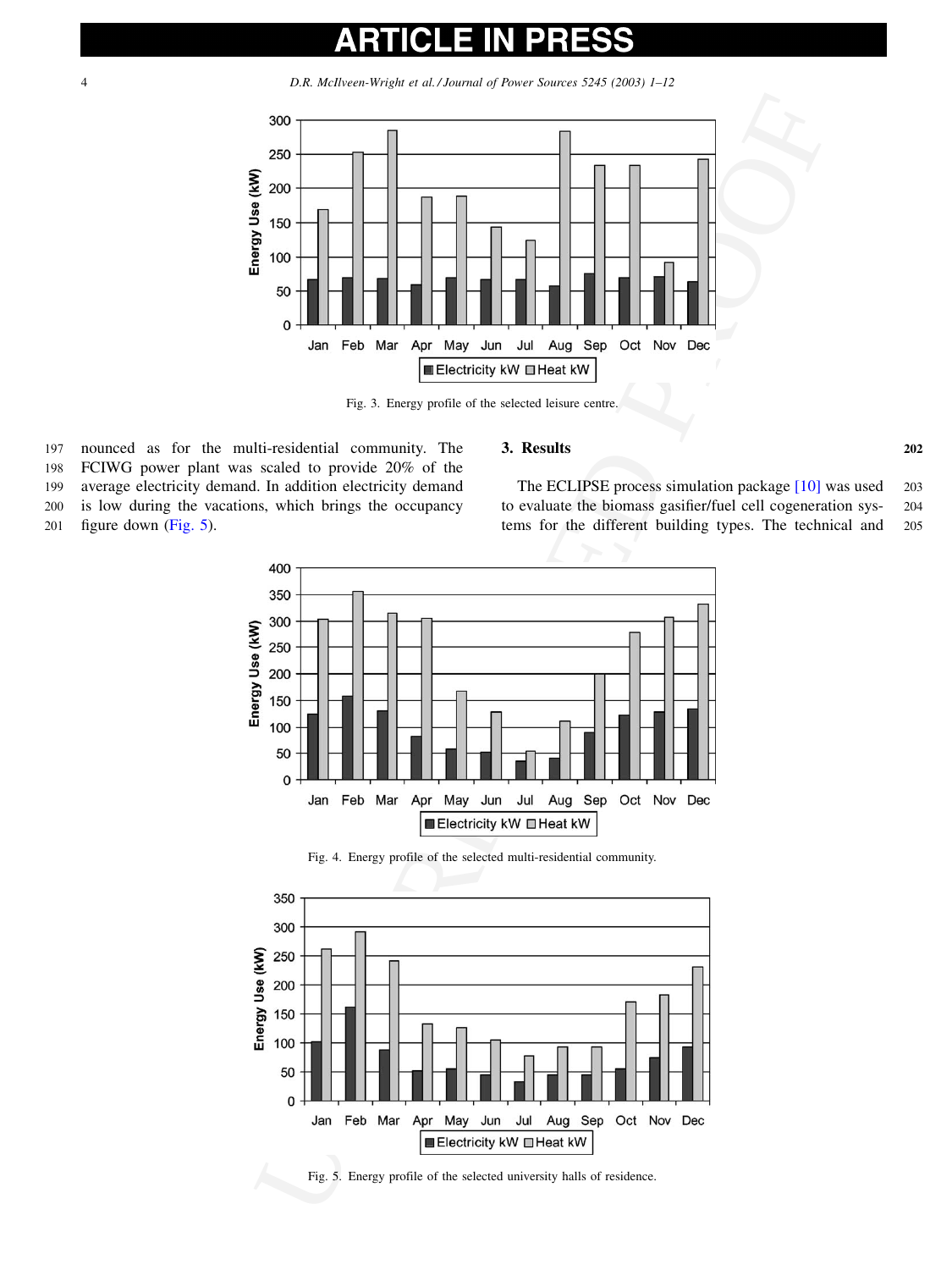300
250
200
150
100
50
0
Energy Use (kW)
Jan Feb Mar Apr May Jun Jul Aug Sep Oct Nov Dec
Electricity kW Heat kW

Fig. 3. Energy profile of the selected leisure centre.

nounced as for the multi-residential community. The FCIWG power plant was scaled to provide 20% of the average electricity demand. In addition electricity demand is low during the vacations, which brings the occupancy figure down (Fig. 5).

## 3. Results

The ECLIPSE process simulation package [10] was used to evaluate the biomass gasifier/fuel cell cogeneration systems for the different building types. The technical and

400
350
300
250
200
150
100
50
0
Energy Use (kW)
Jan Feb Mar Apr May Jun Jul Aug Sep Oct Nov Dec
Electricity kW Heat kW

Fig. 4. Energy profile of the selected multi-residential community.

350
300
250
200
150
100
50
0
Energy Use (kW)
Jan Feb Mar Apr May Jun Jul Aug Sep Oct Nov Dec
Electricity kW Heat kW

Fig. 5. Energy profile of the selected university halls of residence.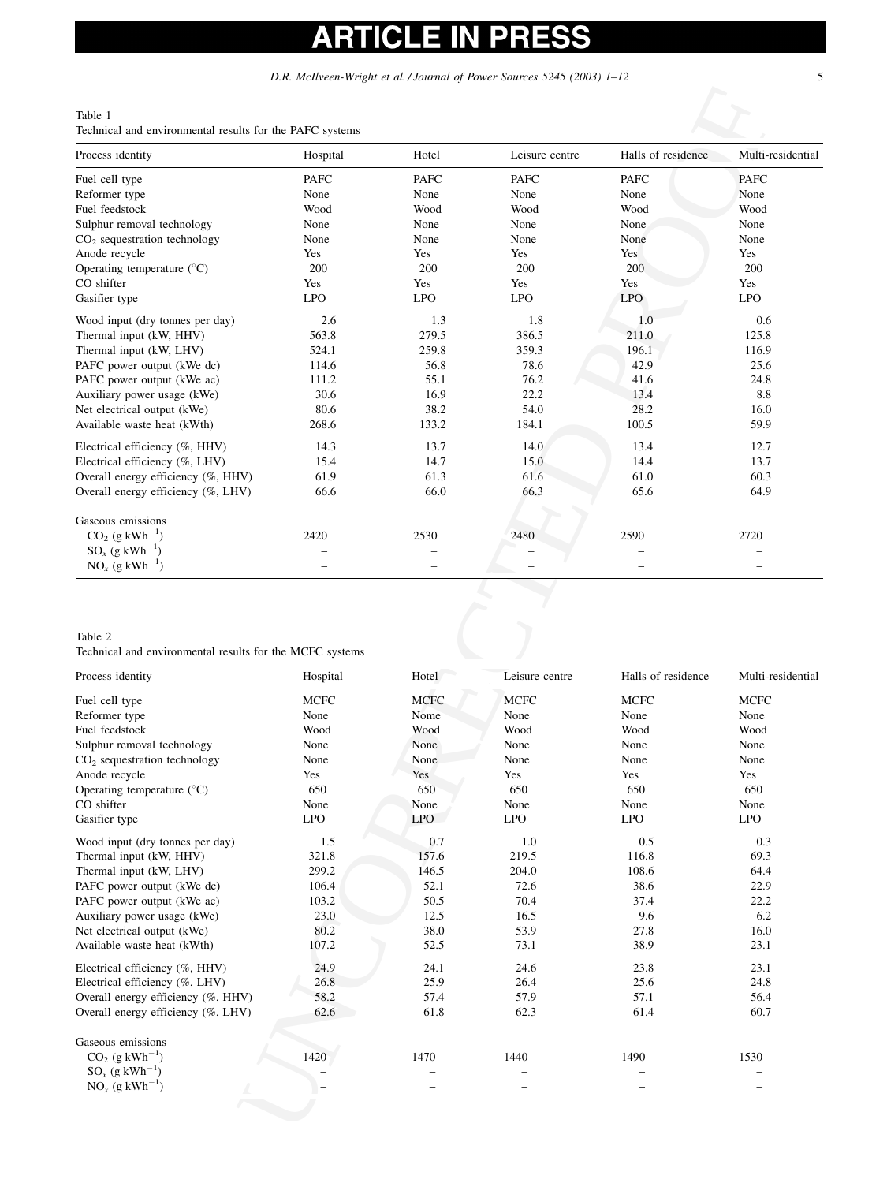Table 1
Technical and environmental results for the PAFC systems

| Process identity | Hospital | Hotel | Leisure centre | Halls of residence | Multi-residential |
|---|---|---|---|---|---|
| Fuel cell type | PAFC | PAFC | PAFC | PAFC | PAFC |
| Reformer type | None | None | None | None | None |
| Fuel feedstock | Wood | Wood | Wood | Wood | Wood |
| Sulphur removal technology | None | None | None | None | None |
| $CO_2$ sequestration technology | None | None | None | None | None |
| Anode recycle | Yes | Yes | Yes | Yes | Yes |
| Operating temperature (°C) | 200 | 200 | 200 | 200 | 200 |
| CO shifter | Yes | Yes | Yes | Yes | Yes |
| Gasifier type | LPO | LPO | LPO | LPO | LPO |
| Wood input (dry tonnes per day) | 2.6 | 1.3 | 1.8 | 1.0 | 0.6 |
| Thermal input (kW, HHV) | 563.8 | 279.5 | 386.5 | 211.0 | 125.8 |
| Thermal input (kW, LHV) | 524.1 | 259.8 | 359.3 | 196.1 | 116.9 |
| PAFC power output (kWe dc) | 114.6 | 56.8 | 78.6 | 42.9 | 25.6 |
| PAFC power output (kWe ac) | 111.2 | 55.1 | 76.2 | 41.6 | 24.8 |
| Auxiliary power usage (kWe) | 30.6 | 16.9 | 22.2 | 13.4 | 8.8 |
| Net electrical output (kWe) | 80.6 | 38.2 | 54.0 | 28.2 | 16.0 |
| Available waste heat (kWth) | 268.6 | 133.2 | 184.1 | 100.5 | 59.9 |
| Electrical efficiency (%, HHV) | 14.3 | 13.7 | 14.0 | 13.4 | 12.7 |
| Electrical efficiency (%, LHV) | 15.4 | 14.7 | 15.0 | 14.4 | 13.7 |
| Overall energy efficiency (%, HHV) | 61.9 | 61.3 | 61.6 | 61.0 | 60.3 |
| Overall energy efficiency (%, LHV) | 66.6 | 66.0 | 66.3 | 65.6 | 64.9 |
| Gaseous emissions | | | | | |
| $CO_2$ (g $kWh^{-1}$) | 2420 | 2530 | 2480 | 2590 | 2720 |
| $SO_x$ (g $kWh^{-1}$) | – | – | – | – | – |
| $NO_x$ (g $kWh^{-1}$) | – | – | – | – | – |

Table 2
Technical and environmental results for the MCFC systems

| Process identity | Hospital | Hotel | Leisure centre | Halls of residence | Multi-residential |
|---|---|---|---|---|---|
| Fuel cell type | MCFC | MCFC | MCFC | MCFC | MCFC |
| Reformer type | None | Nome | None | None | None |
| Fuel feedstock | Wood | Wood | Wood | Wood | Wood |
| Sulphur removal technology | None | None | None | None | None |
| $CO_2$ sequestration technology | None | None | None | None | None |
| Anode recycle | Yes | Yes | Yes | Yes | Yes |
| Operating temperature (°C) | 650 | 650 | 650 | 650 | 650 |
| CO shifter | None | None | None | None | None |
| Gasifier type | LPO | LPO | LPO | LPO | LPO |
| Wood input (dry tonnes per day) | 1.5 | 0.7 | 1.0 | 0.5 | 0.3 |
| Thermal input (kW, HHV) | 321.8 | 157.6 | 219.5 | 116.8 | 69.3 |
| Thermal input (kW, LHV) | 299.2 | 146.5 | 204.0 | 108.6 | 64.4 |
| PAFC power output (kWe dc) | 106.4 | 52.1 | 72.6 | 38.6 | 22.9 |
| PAFC power output (kWe ac) | 103.2 | 50.5 | 70.4 | 37.4 | 22.2 |
| Auxiliary power usage (kWe) | 23.0 | 12.5 | 16.5 | 9.6 | 6.2 |
| Net electrical output (kWe) | 80.2 | 38.0 | 53.9 | 27.8 | 16.0 |
| Available waste heat (kWth) | 107.2 | 52.5 | 73.1 | 38.9 | 23.1 |
| Electrical efficiency (%, HHV) | 24.9 | 24.1 | 24.6 | 23.8 | 23.1 |
| Electrical efficiency (%, LHV) | 26.8 | 25.9 | 26.4 | 25.6 | 24.8 |
| Overall energy efficiency (%, HHV) | 58.2 | 57.4 | 57.9 | 57.1 | 56.4 |
| Overall energy efficiency (%, LHV) | 62.6 | 61.8 | 62.3 | 61.4 | 60.7 |
| Gaseous emissions | | | | | |
| $CO_2$ (g $kWh^{-1}$) | 1420 | 1470 | 1440 | 1490 | 1530 |
| $SO_x$ (g $kWh^{-1}$) | – | – | – | – | – |
| $NO_x$ (g $kWh^{-1}$) | – | – | – | – | – |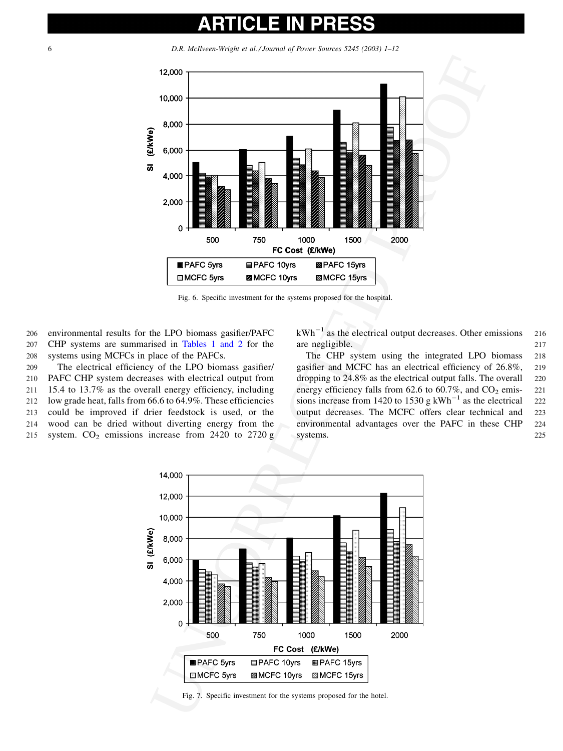12,000
10,000
8,000
6,000
4,000
2,000
0

SI (£/kWe)

500
750
1000
1500
2000

FC Cost (£/kWe)

PAFC 5yrs
PAFC 10yrs
PAFC 15yrs
MCFC 5yrs
MCFC 10yrs
MCFC 15yrs

Fig. 6. Specific investment for the systems proposed for the hospital.

environmental results for the LPO biomass gasifier/PAFC CHP systems are summarised in Tables 1 and 2 for the systems using MCFCs in place of the PAFCs.

The electrical efficiency of the LPO biomass gasifier/PAFC CHP system decreases with electrical output from 15.4 to 13.7% as the overall energy efficiency, including low grade heat, falls from 66.6 to 64.9%. These efficiencies could be improved if drier feedstock is used, or the wood can be dried without diverting energy from the system. $CO_2$ emissions increase from 2420 to 2720 g $kWh^{-1}$ as the electrical output decreases. Other emissions are negligible.

The CHP system using the integrated LPO biomass gasifier and MCFC has an electrical efficiency of 26.8%, dropping to 24.8% as the electrical output falls. The overall energy efficiency falls from 62.6 to 60.7%, and $CO_2$ emissions increase from 1420 to 1530 g $kWh^{-1}$ as the electrical output decreases. The MCFC offers clear technical and environmental advantages over the PAFC in these CHP systems.

14,000
12,000
10,000
8,000
6,000
4,000
2,000
0

SI (£/kWe)

500
750
1000
1500
2000

FC Cost (£/kWe)

PAFC 5yrs
PAFC 10yrs
PAFC 15yrs
MCFC 5yrs
MCFC 10yrs
MCFC 15yrs

Fig. 7. Specific investment for the systems proposed for the hotel.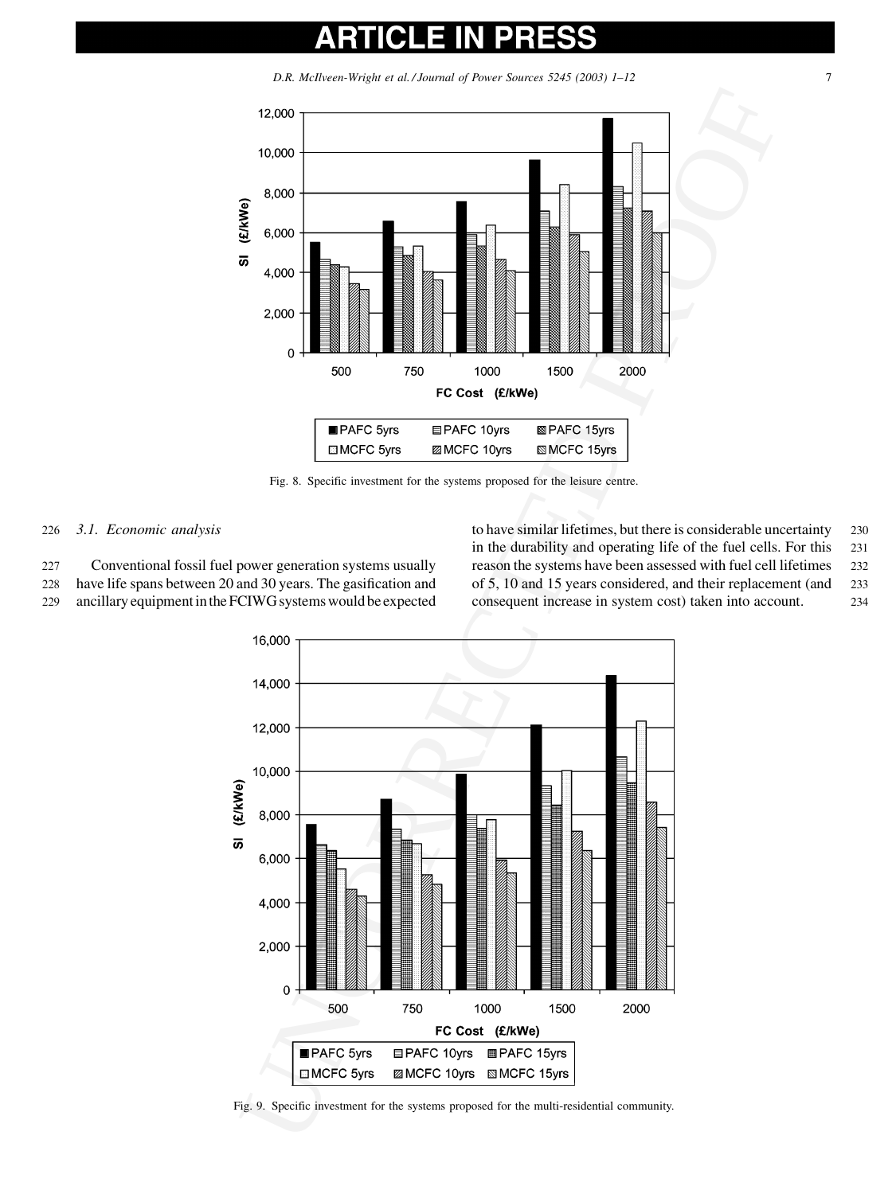12,000
10,000
8,000
6,000
4,000
2,000
0

SI (£/kWe)

500
750
1000
1500
2000

FC Cost (£/kWe)

PAFC 5yrs
PAFC 10yrs
PAFC 15yrs
MCFC 5yrs
MCFC 10yrs
MCFC 15yrs

Fig. 8. Specific investment for the systems proposed for the leisure centre.

### 3.1. Economic analysis

Conventional fossil fuel power generation systems usually have life spans between 20 and 30 years. The gasification and ancillary equipment in the FCIWG systems would be expected to have similar lifetimes, but there is considerable uncertainty in the durability and operating life of the fuel cells. For this reason the systems have been assessed with fuel cell lifetimes of 5, 10 and 15 years considered, and their replacement (and consequent increase in system cost) taken into account.

16,000
14,000
12,000
10,000
8,000
6,000
4,000
2,000
0

SI (£/kWe)

500
750
1000
1500
2000

FC Cost (£/kWe)

PAFC 5yrs
PAFC 10yrs
PAFC 15yrs
MCFC 5yrs
MCFC 10yrs
MCFC 15yrs

Fig. 9. Specific investment for the systems proposed for the multi-residential community.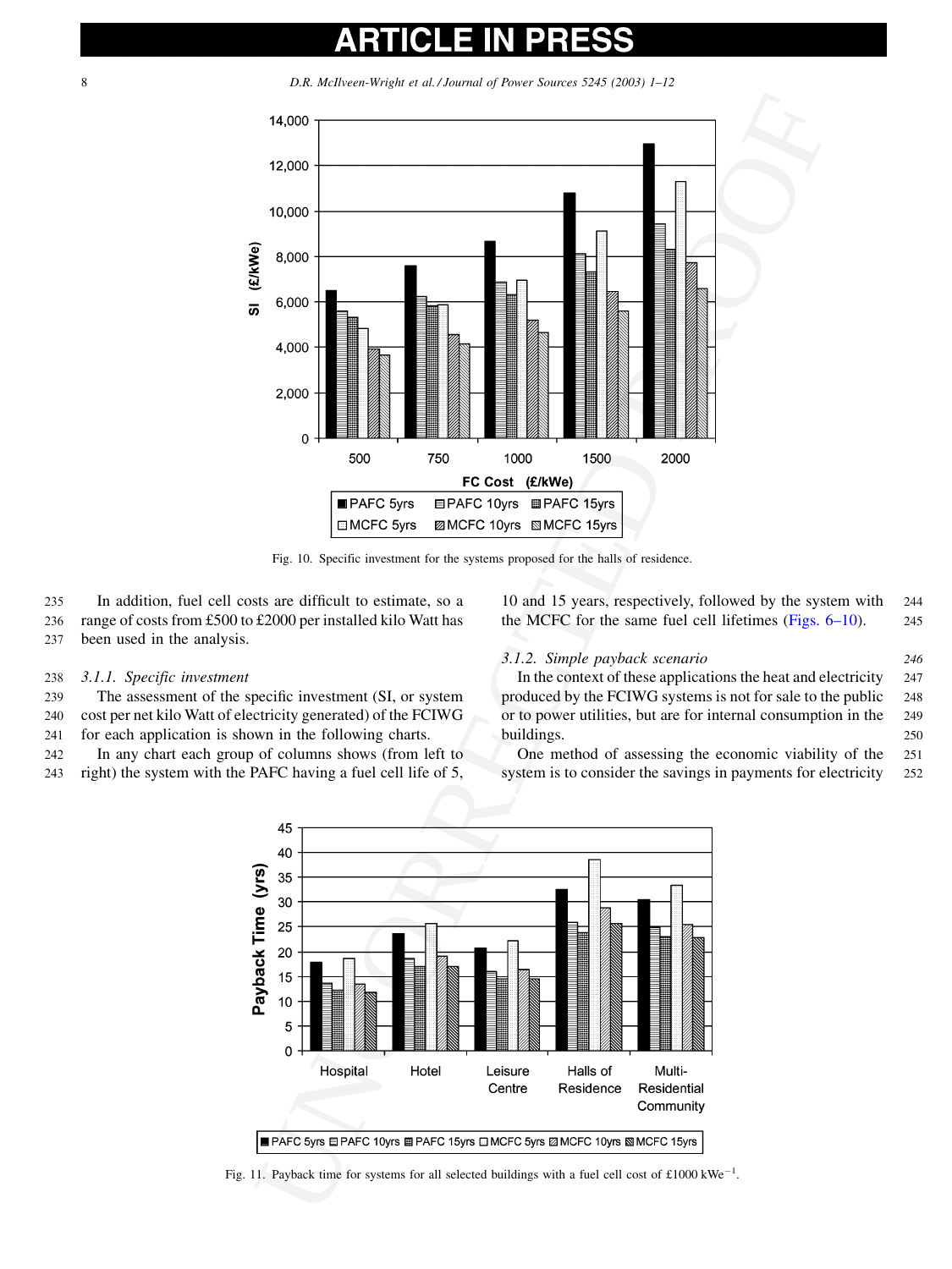SI (£/kWe)

14,000
12,000
10,000
8,000
6,000
4,000
2,000
0

500 750 1000 1500 2000

FC Cost (£/kWe)

PAFC 5yrs PAFC 10yrs PAFC 15yrs
MCFC 5yrs MCFC 10yrs MCFC 15yrs

Fig. 10. Specific investment for the systems proposed for the halls of residence.

In addition, fuel cell costs are difficult to estimate, so a range of costs from £500 to £2000 per installed kilo Watt has been used in the analysis.

### 3.1.1. Specific investment

The assessment of the specific investment (SI, or system cost per net kilo Watt of electricity generated) of the FCIWG system for each application is shown in the following charts.

In any chart each group of columns shows (from left to right) the system with the PAFC having a fuel cell life of 5, 10 and 15 years, respectively, followed by the system with the MCFC for the same fuel cell lifetimes (Figs. 6–10).

### 3.1.2. Simple payback scenario

In the context of these applications the heat and electricity produced by the FCIWG systems is not for sale to the public or to power utilities, but are for internal consumption in the buildings.

One method of assessing the economic viability of the system is to consider the savings in payments for electricity

Payback Time (yrs)

45
40
35
30
25
20
15
10
5
0

Hospital Hotel Leisure Centre Halls of Residence Multi-Residential Community

PAFC 5yrs PAFC 10yrs PAFC 15yrs MCFC 5yrs MCFC 10yrs MCFC 15yrs

Fig. 11. Payback time for systems for all selected buildings with a fuel cell cost of £1000 $kWe^{-1}$.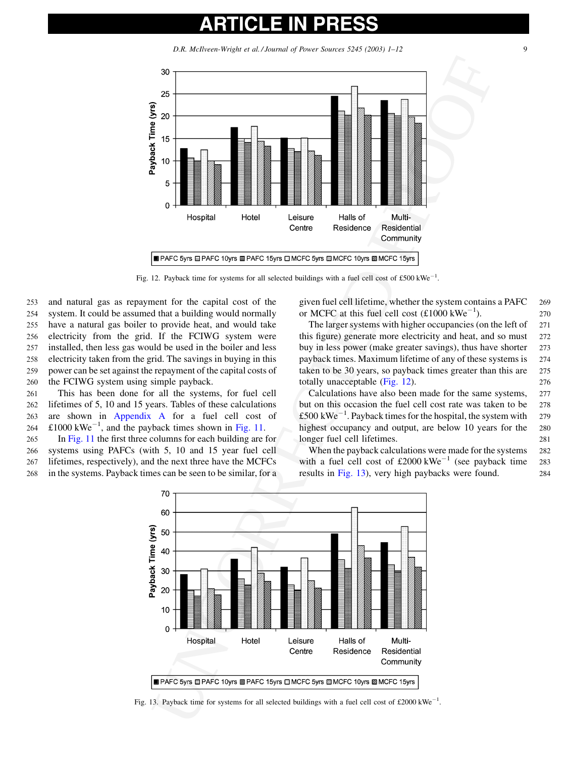Payback Time (yrs)

30
25
20
15
10
5
0

Hospital
Hotel
Leisure Centre
Halls of Residence
Multi-Residential Community

PAFC 5yrs PAFC 10yrs PAFC 15yrs MCFC 5yrs MCFC 10yrs MCFC 15yrs

Fig. 12. Payback time for systems for all selected buildings with a fuel cell cost of £500 $kWe^{-1}$.

and natural gas as repayment for the capital cost of the system. It could be assumed that a building would normally have a natural gas boiler to provide heat, and would take electricity from the grid. If the FCIWG system were installed, then less gas would be used in the boiler and less electricity taken from the grid. The savings in buying in this power can be set against the repayment of the capital costs of the FCIWG system using simple payback.

This has been done for all the systems, for fuel cell lifetimes of 5, 10 and 15 years. Tables of these calculations are shown in Appendix A for a fuel cell cost of £1000 $kWe^{-1}$, and the payback times shown in Fig. 11.

In Fig. 11 the first three columns for each building are for systems using PAFCs (with 5, 10 and 15 year fuel cell lifetimes, respectively), and the next three have the MCFCs in the systems. Payback times can be seen to be similar, for a given fuel cell lifetime, whether the system contains a PAFC or MCFC at this fuel cell cost (£1000 $kWe^{-1}$).

The larger systems with higher occupancies (on the left of this figure) generate more electricity and heat, and so must buy in less power (make greater savings), thus have shorter payback times. Maximum lifetime of any of these systems is taken to be 30 years, so payback times greater than this are totally unacceptable (Fig. 12).

Calculations have also been made for the same systems, but on this occasion the fuel cell cost rate was taken to be £500 $kWe^{-1}$. Payback times for the hospital, the system with highest occupancy and output, are below 10 years for the longer fuel cell lifetimes.

When the payback calculations were made for the systems with a fuel cell cost of £2000 $kWe^{-1}$ (see payback time results in Fig. 13), very high paybacks were found.

Payback Time (yrs)

70
60
50
40
30
20
10
0

Hospital
Hotel
Leisure Centre
Halls of Residence
Multi-Residential Community

PAFC 5yrs PAFC 10yrs PAFC 15yrs MCFC 5yrs MCFC 10yrs MCFC 15yrs

Fig. 13. Payback time for systems for all selected buildings with a fuel cell cost of £2000 $kWe^{-1}$.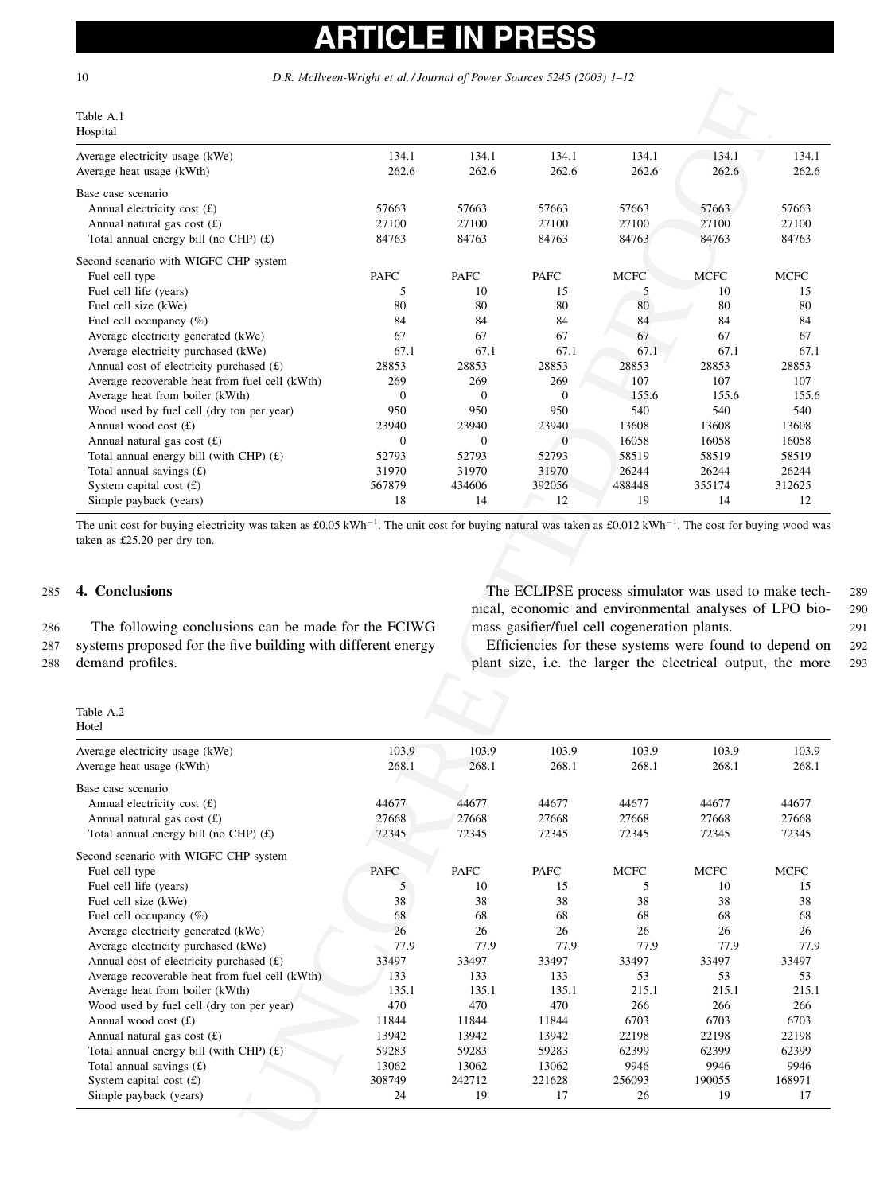Table A.1
Hospital

| | | | | | | |
|---|---|---|---|---|---|---|
| Average electricity usage (kWe) | 134.1 | 134.1 | 134.1 | 134.1 | 134.1 | 134.1 |
| Average heat usage (kWth) | 262.6 | 262.6 | 262.6 | 262.6 | 262.6 | 262.6 |
| Base case scenario | | | | | | |
| Annual electricity cost (£) | 57663 | 57663 | 57663 | 57663 | 57663 | 57663 |
| Annual natural gas cost (£) | 27100 | 27100 | 27100 | 27100 | 27100 | 27100 |
| Total annual energy bill (no CHP) (£) | 84763 | 84763 | 84763 | 84763 | 84763 | 84763 |
| Second scenario with WIGFC CHP system | | | | | | |
| Fuel cell type | PAFC | PAFC | PAFC | MCFC | MCFC | MCFC |
| Fuel cell life (years) | 5 | 10 | 15 | 5 | 10 | 15 |
| Fuel cell size (kWe) | 80 | 80 | 80 | 80 | 80 | 80 |
| Fuel cell occupancy (%) | 84 | 84 | 84 | 84 | 84 | 84 |
| Average electricity generated (kWe) | 67 | 67 | 67 | 67 | 67 | 67 |
| Average electricity purchased (kWe) | 67.1 | 67.1 | 67.1 | 67.1 | 67.1 | 67.1 |
| Annual cost of electricity purchased (£) | 28853 | 28853 | 28853 | 28853 | 28853 | 28853 |
| Average recoverable heat from fuel cell (kWth) | 269 | 269 | 269 | 107 | 107 | 107 |
| Average heat from boiler (kWth) | 0 | 0 | 0 | 155.6 | 155.6 | 155.6 |
| Wood used by fuel cell (dry ton per year) | 950 | 950 | 950 | 540 | 540 | 540 |
| Annual wood cost (£) | 23940 | 23940 | 23940 | 13608 | 13608 | 13608 |
| Annual natural gas cost (£) | 0 | 0 | 0 | 16058 | 16058 | 16058 |
| Total annual energy bill (with CHP) (£) | 52793 | 52793 | 52793 | 58519 | 58519 | 58519 |
| Total annual savings (£) | 31970 | 31970 | 31970 | 26244 | 26244 | 26244 |
| System capital cost (£) | 567879 | 434606 | 392056 | 488448 | 355174 | 312625 |
| Simple payback (years) | 18 | 14 | 12 | 19 | 14 | 12 |

The unit cost for buying electricity was taken as £0.05 kWh$^{-1}$. The unit cost for buying natural was taken as £0.012 kWh$^{-1}$. The cost for buying wood was taken as £25.20 per dry ton.

## 4. Conclusions

The following conclusions can be made for the FCIWG systems proposed for the five building with different energy demand profiles.

The ECLIPSE process simulator was used to make technical, economic and environmental analyses of LPO biomass gasifier/fuel cell cogeneration plants.

Efficiencies for these systems were found to depend on plant size, i.e. the larger the electrical output, the more

Table A.2
Hotel

| | | | | | | |
|---|---|---|---|---|---|---|
| Average electricity usage (kWe) | 103.9 | 103.9 | 103.9 | 103.9 | 103.9 | 103.9 |
| Average heat usage (kWth) | 268.1 | 268.1 | 268.1 | 268.1 | 268.1 | 268.1 |
| Base case scenario | | | | | | |
| Annual electricity cost (£) | 44677 | 44677 | 44677 | 44677 | 44677 | 44677 |
| Annual natural gas cost (£) | 27668 | 27668 | 27668 | 27668 | 27668 | 27668 |
| Total annual energy bill (no CHP) (£) | 72345 | 72345 | 72345 | 72345 | 72345 | 72345 |
| Second scenario with WIGFC CHP system | | | | | | |
| Fuel cell type | PAFC | PAFC | PAFC | MCFC | MCFC | MCFC |
| Fuel cell life (years) | 5 | 10 | 15 | 5 | 10 | 15 |
| Fuel cell size (kWe) | 38 | 38 | 38 | 38 | 38 | 38 |
| Fuel cell occupancy (%) | 68 | 68 | 68 | 68 | 68 | 68 |
| Average electricity generated (kWe) | 26 | 26 | 26 | 26 | 26 | 26 |
| Average electricity purchased (kWe) | 77.9 | 77.9 | 77.9 | 77.9 | 77.9 | 77.9 |
| Annual cost of electricity purchased (£) | 33497 | 33497 | 33497 | 33497 | 33497 | 33497 |
| Average recoverable heat from fuel cell (kWth) | 133 | 133 | 133 | 53 | 53 | 53 |
| Average heat from boiler (kWth) | 135.1 | 135.1 | 135.1 | 215.1 | 215.1 | 215.1 |
| Wood used by fuel cell (dry ton per year) | 470 | 470 | 470 | 266 | 266 | 266 |
| Annual wood cost (£) | 11844 | 11844 | 11844 | 6703 | 6703 | 6703 |
| Annual natural gas cost (£) | 13942 | 13942 | 13942 | 22198 | 22198 | 22198 |
| Total annual energy bill (with CHP) (£) | 59283 | 59283 | 59283 | 62399 | 62399 | 62399 |
| Total annual savings (£) | 13062 | 13062 | 13062 | 9946 | 9946 | 9946 |
| System capital cost (£) | 308749 | 242712 | 221628 | 256093 | 190055 | 168971 |
| Simple payback (years) | 24 | 19 | 17 | 26 | 19 | 17 |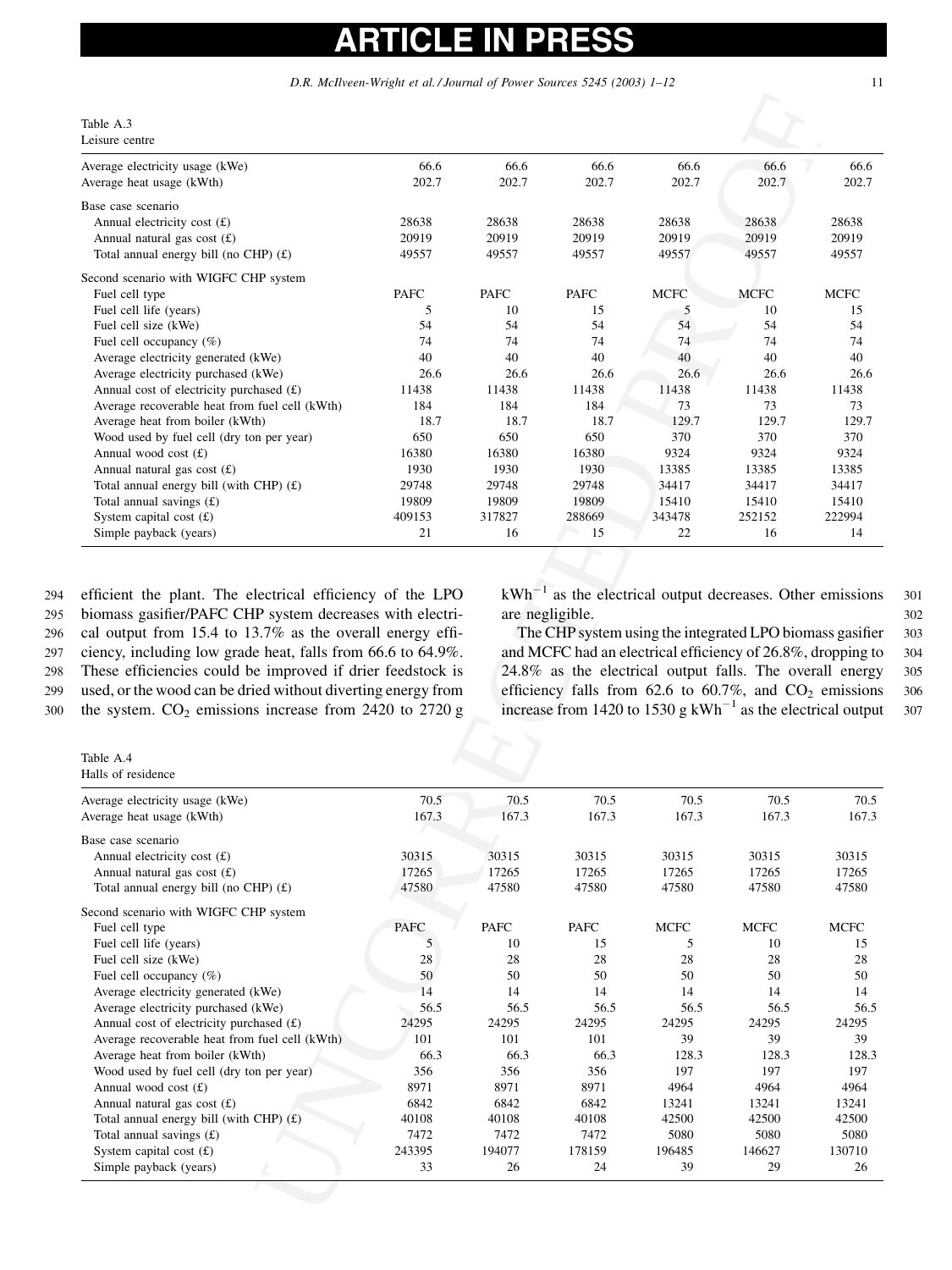Table A.3
Leisure centre

| | | | | | | |
|---|---|---|---|---|---|---|
| Average electricity usage (kWe) | 66.6 | 66.6 | 66.6 | 66.6 | 66.6 | 66.6 |
| Average heat usage (kWth) | 202.7 | 202.7 | 202.7 | 202.7 | 202.7 | 202.7 |
| Base case scenario | | | | | | |
| Annual electricity cost (£) | 28638 | 28638 | 28638 | 28638 | 28638 | 28638 |
| Annual natural gas cost (£) | 20919 | 20919 | 20919 | 20919 | 20919 | 20919 |
| Total annual energy bill (no CHP) (£) | 49557 | 49557 | 49557 | 49557 | 49557 | 49557 |
| Second scenario with WIGFC CHP system | | | | | | |
| Fuel cell type | PAFC | PAFC | PAFC | MCFC | MCFC | MCFC |
| Fuel cell life (years) | 5 | 10 | 15 | 5 | 10 | 15 |
| Fuel cell size (kWe) | 54 | 54 | 54 | 54 | 54 | 54 |
| Fuel cell occupancy (%) | 74 | 74 | 74 | 74 | 74 | 74 |
| Average electricity generated (kWe) | 40 | 40 | 40 | 40 | 40 | 40 |
| Average electricity purchased (kWe) | 26.6 | 26.6 | 26.6 | 26.6 | 26.6 | 26.6 |
| Annual cost of electricity purchased (£) | 11438 | 11438 | 11438 | 11438 | 11438 | 11438 |
| Average recoverable heat from fuel cell (kWth) | 184 | 184 | 184 | 73 | 73 | 73 |
| Average heat from boiler (kWth) | 18.7 | 18.7 | 18.7 | 129.7 | 129.7 | 129.7 |
| Wood used by fuel cell (dry ton per year) | 650 | 650 | 650 | 370 | 370 | 370 |
| Annual wood cost (£) | 16380 | 16380 | 16380 | 9324 | 9324 | 9324 |
| Annual natural gas cost (£) | 1930 | 1930 | 1930 | 13385 | 13385 | 13385 |
| Total annual energy bill (with CHP) (£) | 29748 | 29748 | 29748 | 34417 | 34417 | 34417 |
| Total annual savings (£) | 19809 | 19809 | 19809 | 15410 | 15410 | 15410 |
| System capital cost (£) | 409153 | 317827 | 288669 | 343478 | 252152 | 222994 |
| Simple payback (years) | 21 | 16 | 15 | 22 | 16 | 14 |

efficient the plant. The electrical efficiency of the LPO biomass gasifier/PAFC CHP system decreases with electrical output from 15.4 to 13.7% as the overall energy efficiency, including low grade heat, falls from 66.6 to 64.9%. These efficiencies could be improved if drier feedstock is used, or the wood can be dried without diverting energy from the system. $CO_2$ emissions increase from 2420 to 2720 g $kWh^{-1}$ as the electrical output decreases. Other emissions are negligible.

The CHP system using the integrated LPO biomass gasifier and MCFC had an electrical efficiency of 26.8%, dropping to 24.8% as the electrical output falls. The overall energy efficiency falls from 62.6 to 60.7%, and $CO_2$ emissions increase from 1420 to 1530 g $kWh^{-1}$ as the electrical output

Table A.4
Halls of residence

| | | | | | | |
|---|---|---|---|---|---|---|
| Average electricity usage (kWe) | 70.5 | 70.5 | 70.5 | 70.5 | 70.5 | 70.5 |
| Average heat usage (kWth) | 167.3 | 167.3 | 167.3 | 167.3 | 167.3 | 167.3 |
| Base case scenario | | | | | | |
| Annual electricity cost (£) | 30315 | 30315 | 30315 | 30315 | 30315 | 30315 |
| Annual natural gas cost (£) | 17265 | 17265 | 17265 | 17265 | 17265 | 17265 |
| Total annual energy bill (no CHP) (£) | 47580 | 47580 | 47580 | 47580 | 47580 | 47580 |
| Second scenario with WIGFC CHP system | | | | | | |
| Fuel cell type | PAFC | PAFC | PAFC | MCFC | MCFC | MCFC |
| Fuel cell life (years) | 5 | 10 | 15 | 5 | 10 | 15 |
| Fuel cell size (kWe) | 28 | 28 | 28 | 28 | 28 | 28 |
| Fuel cell occupancy (%) | 50 | 50 | 50 | 50 | 50 | 50 |
| Average electricity generated (kWe) | 14 | 14 | 14 | 14 | 14 | 14 |
| Average electricity purchased (kWe) | 56.5 | 56.5 | 56.5 | 56.5 | 56.5 | 56.5 |
| Annual cost of electricity purchased (£) | 24295 | 24295 | 24295 | 24295 | 24295 | 24295 |
| Average recoverable heat from fuel cell (kWth) | 101 | 101 | 101 | 39 | 39 | 39 |
| Average heat from boiler (kWth) | 66.3 | 66.3 | 66.3 | 128.3 | 128.3 | 128.3 |
| Wood used by fuel cell (dry ton per year) | 356 | 356 | 356 | 197 | 197 | 197 |
| Annual wood cost (£) | 8971 | 8971 | 8971 | 4964 | 4964 | 4964 |
| Annual natural gas cost (£) | 6842 | 6842 | 6842 | 13241 | 13241 | 13241 |
| Total annual energy bill (with CHP) (£) | 40108 | 40108 | 40108 | 42500 | 42500 | 42500 |
| Total annual savings (£) | 7472 | 7472 | 7472 | 5080 | 5080 | 5080 |
| System capital cost (£) | 243395 | 194077 | 178159 | 196485 | 146627 | 130710 |
| Simple payback (years) | 33 | 26 | 24 | 39 | 29 | 26 |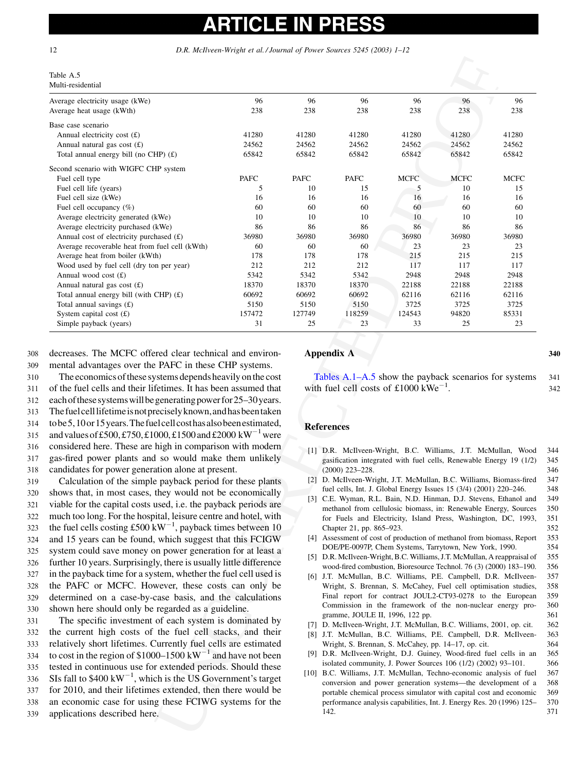Table A.5
Multi-residential

| | | | | | | |
|---|---|---|---|---|---|---|
| Average electricity usage (kWe) | 96 | 96 | 96 | 96 | 96 | 96 |
| Average heat usage (kWth) | 238 | 238 | 238 | 238 | 238 | 238 |
| Base case scenario | | | | | | |
| Annual electricity cost (£) | 41280 | 41280 | 41280 | 41280 | 41280 | 41280 |
| Annual natural gas cost (£) | 24562 | 24562 | 24562 | 24562 | 24562 | 24562 |
| Total annual energy bill (no CHP) (£) | 65842 | 65842 | 65842 | 65842 | 65842 | 65842 |
| Second scenario with WIGFC CHP system | | | | | | |
| Fuel cell type | PAFC | PAFC | PAFC | MCFC | MCFC | MCFC |
| Fuel cell life (years) | 5 | 10 | 15 | 5 | 10 | 15 |
| Fuel cell size (kWe) | 16 | 16 | 16 | 16 | 16 | 16 |
| Fuel cell occupancy (%) | 60 | 60 | 60 | 60 | 60 | 60 |
| Average electricity generated (kWe) | 10 | 10 | 10 | 10 | 10 | 10 |
| Average electricity purchased (kWe) | 86 | 86 | 86 | 86 | 86 | 86 |
| Annual cost of electricity purchased (£) | 36980 | 36980 | 36980 | 36980 | 36980 | 36980 |
| Average recoverable heat from fuel cell (kWth) | 60 | 60 | 60 | 23 | 23 | 23 |
| Average heat from boiler (kWth) | 178 | 178 | 178 | 215 | 215 | 215 |
| Wood used by fuel cell (dry ton per year) | 212 | 212 | 212 | 117 | 117 | 117 |
| Annual wood cost (£) | 5342 | 5342 | 5342 | 2948 | 2948 | 2948 |
| Annual natural gas cost (£) | 18370 | 18370 | 18370 | 22188 | 22188 | 22188 |
| Total annual energy bill (with CHP) (£) | 60692 | 60692 | 60692 | 62116 | 62116 | 62116 |
| Total annual savings (£) | 5150 | 5150 | 5150 | 3725 | 3725 | 3725 |
| System capital cost (£) | 157472 | 127749 | 118259 | 124543 | 94820 | 85331 |
| Simple payback (years) | 31 | 25 | 23 | 33 | 25 | 23 |

decreases. The MCFC offered clear technical and environmental advantages over the PAFC in these CHP systems.

The economics of these systems depends heavily on the cost of the fuel cells and their lifetimes. It has been assumed that each of these systems will be generating power for 25–30 years. The fuel cell lifetime is not precisely known, and has been taken to be 5, 10 or 15 years. The fuel cell cost has also been estimated, and values of £500, £750, £1000, £1500 and £2000 $kW^{-1}$ were considered here. These are high in comparison with modern gas-fired power plants and so would make them unlikely candidates for power generation alone at present.

Calculation of the simple payback period for these plants shows that, in most cases, they would not be economically viable for the capital costs used, i.e. the payback periods are much too long. For the hospital, leisure centre and hotel, with the fuel cells costing £500 $kW^{-1}$, payback times between 10 and 15 years can be found, which suggest that this FCIGW system could save money on power generation for at least a further 10 years. Surprisingly, there is usually little difference in the payback time for a system, whether the fuel cell used is the PAFC or MCFC. However, these costs can only be determined on a case-by-case basis, and the calculations shown here should only be regarded as a guideline.

The specific investment of each system is dominated by the current high costs of the fuel cell stacks, and their relatively short lifetimes. Currently fuel cells are estimated to cost in the region of \$1000–1500 $kW^{-1}$ and have not been tested in continuous use for extended periods. Should these SIs fall to \$400 $kW^{-1}$, which is the US Government's target for 2010, and their lifetimes extended, then there would be an economic case for using these FCIWG systems for the applications described here.

## Appendix A

Tables A.1–A.5 show the payback scenarios for systems with fuel cell costs of £1000 $kWe^{-1}$.

## References

[1] D.R. McIlveen-Wright, B.C. Williams, J.T. McMullan, Wood gasification integrated with fuel cells, Renewable Energy 19 (1/2) (2000) 223–228.

[2] D. McIlveen-Wright, J.T. McMullan, B.C. Williams, Biomass-fired fuel cells, Int. J. Global Energy Issues 15 (3/4) (2001) 220–246.

[3] C.E. Wyman, R.L. Bain, N.D. Hinman, D.J. Stevens, Ethanol and methanol from cellulosic biomass, in: Renewable Energy, Sources for Fuels and Electricity, Island Press, Washington, DC, 1993, Chapter 21, pp. 865–923.

[4] Assessment of cost of production of methanol from biomass, Report DOE/PE-0097P, Chem Systems, Tarrytown, New York, 1990.

[5] D.R. McIlveen-Wright, B.C. Williams, J.T. McMullan, A reappraisal of wood-fired combustion, Bioresource Technol. 76 (3) (2000) 183–190.

[6] J.T. McMullan, B.C. Williams, P.E. Campbell, D.R. McIlveen-Wright, S. Brennan, S. McCahey, Fuel cell optimisation studies, Final report for contract JOUL2-CT93-0278 to the European Commission in the framework of the non-nuclear energy programme, JOULE II, 1996, 122 pp.

[7] D. McIlveen-Wright, J.T. McMullan, B.C. Williams, 2001, op. cit.

[8] J.T. McMullan, B.C. Williams, P.E. Campbell, D.R. McIlveen-Wright, S. Brennan, S. McCahey, pp. 14–17, op. cit.

[9] D.R. McIlveen-Wright, D.J. Guiney, Wood-fired fuel cells in an isolated community, J. Power Sources 106 (1/2) (2002) 93–101.

[10] B.C. Williams, J.T. McMullan, Techno-economic analysis of fuel conversion and power generation systems—the development of a portable chemical process simulator with capital cost and economic performance analysis capabilities, Int. J. Energy Res. 20 (1996) 125–142.